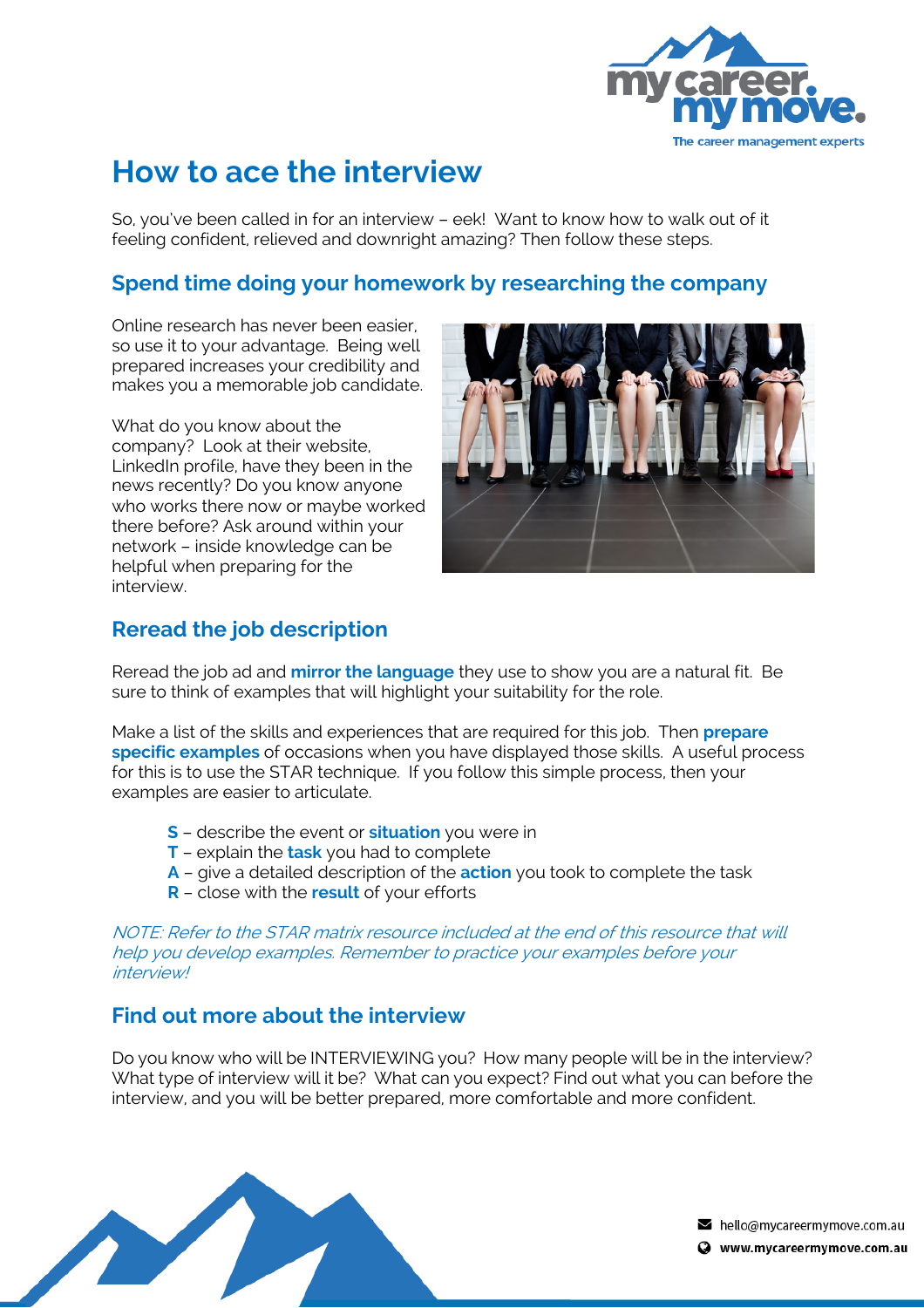# How to ace the interview

So, you've been called in for an interview – eek! Want to know how to walk out of it feeling confident, relieved and downright amazing? Then follow these steps.

## Spend time doing your homework by researching the company

Online research has never been easier, so use it to your advantage. Being well prepared increases your credibility and makes you a memorable job candidate.

What do you know about the company? Look at their website, LinkedIn profile, have they been in the news recently? Do you know anyone who works there now or maybe worked there before? Ask around within your network – inside knowledge can be helpful when preparing for the interview.

## Reread the job description

Reread the job ad and **mirror the language** they use to show you are a natural fit. Be sure to think of examples that will highlight your suitability for the role.

Make a list of the skills and experiences that are required for this job. Then **prepare specific examples** of occasions when you have displayed those skills. A useful process for this is to use the STAR technique. If you follow this simple process, then your examples are easier to articulate.

- **S** – describe the event or **situation** you were in
- **T** – explain the **task** you had to complete
- **A** – give a detailed description of the **action** you took to complete the task
- **R** – close with the **result** of your efforts

*NOTE: Refer to the STAR matrix resource included at the end of this resource that will help you develop examples. Remember to practice your examples before your interview!*

## Find out more about the interview

Do you know who will be INTERVIEWING you? How many people will be in the interview? What type of interview will it be? What can you expect? Find out what you can before the interview, and you will be better prepared, more comfortable and more confident.

hello@mycareermymove.com.au
www.mycareermymove.com.au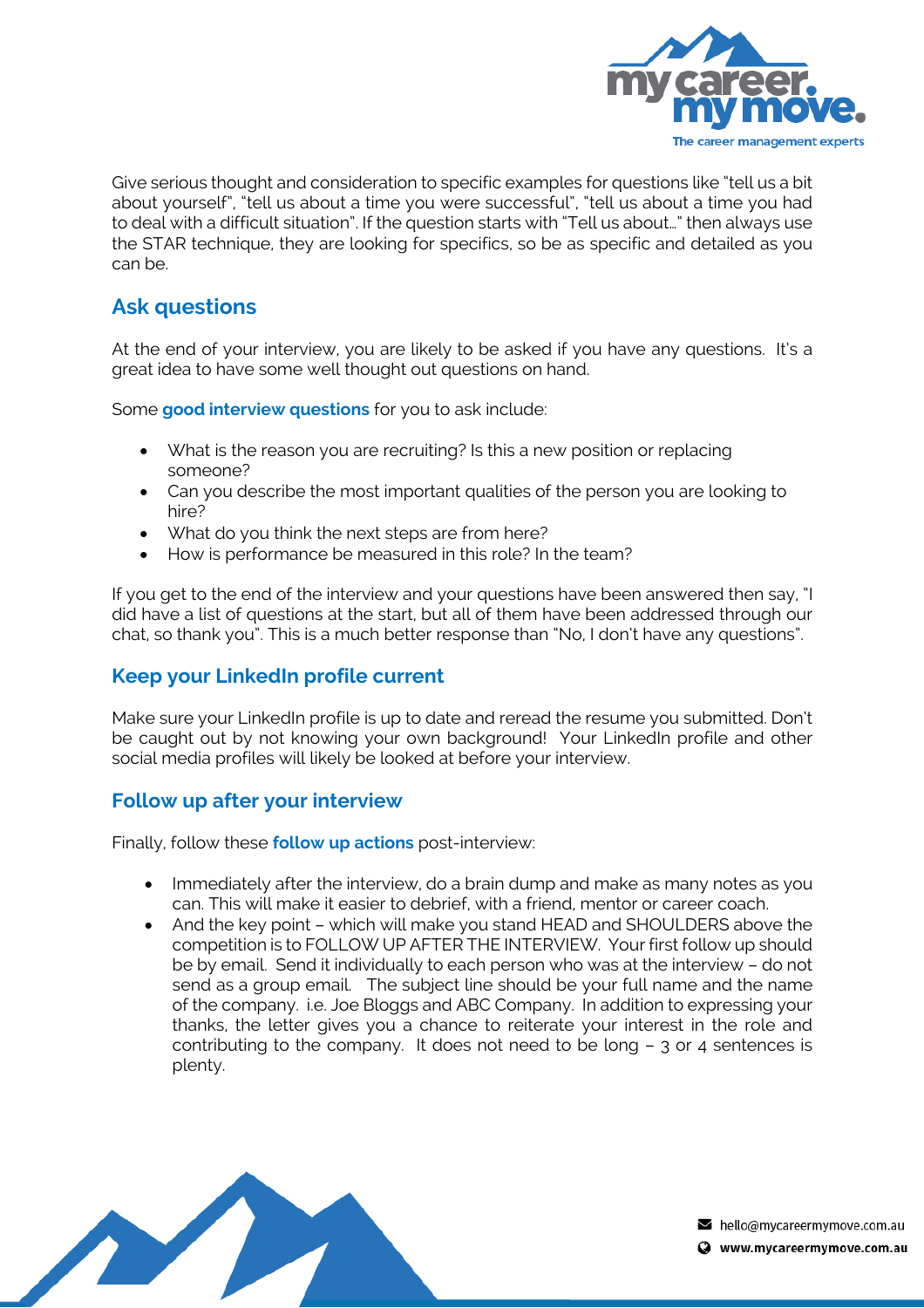Give serious thought and consideration to specific examples for questions like "tell us a bit about yourself", "tell us about a time you were successful", "tell us about a time you had to deal with a difficult situation". If the question starts with "Tell us about…" then always use the STAR technique, they are looking for specifics, so be as specific and detailed as you can be.

## Ask questions

At the end of your interview, you are likely to be asked if you have any questions. It's a great idea to have some well thought out questions on hand.

Some **good interview questions** for you to ask include:

- What is the reason you are recruiting? Is this a new position or replacing someone?
- Can you describe the most important qualities of the person you are looking to hire?
- What do you think the next steps are from here?
- How is performance be measured in this role? In the team?

If you get to the end of the interview and your questions have been answered then say, "I did have a list of questions at the start, but all of them have been addressed through our chat, so thank you". This is a much better response than "No, I don't have any questions".

## Keep your LinkedIn profile current

Make sure your LinkedIn profile is up to date and reread the resume you submitted. Don't be caught out by not knowing your own background! Your LinkedIn profile and other social media profiles will likely be looked at before your interview.

## Follow up after your interview

Finally, follow these **follow up actions** post-interview:

- Immediately after the interview, do a brain dump and make as many notes as you can. This will make it easier to debrief, with a friend, mentor or career coach.
- And the key point – which will make you stand HEAD and SHOULDERS above the competition is to FOLLOW UP AFTER THE INTERVIEW. Your first follow up should be by email. Send it individually to each person who was at the interview – do not send as a group email. The subject line should be your full name and the name of the company. i.e. Joe Bloggs and ABC Company. In addition to expressing your thanks, the letter gives you a chance to reiterate your interest in the role and contributing to the company. It does not need to be long – 3 or 4 sentences is plenty.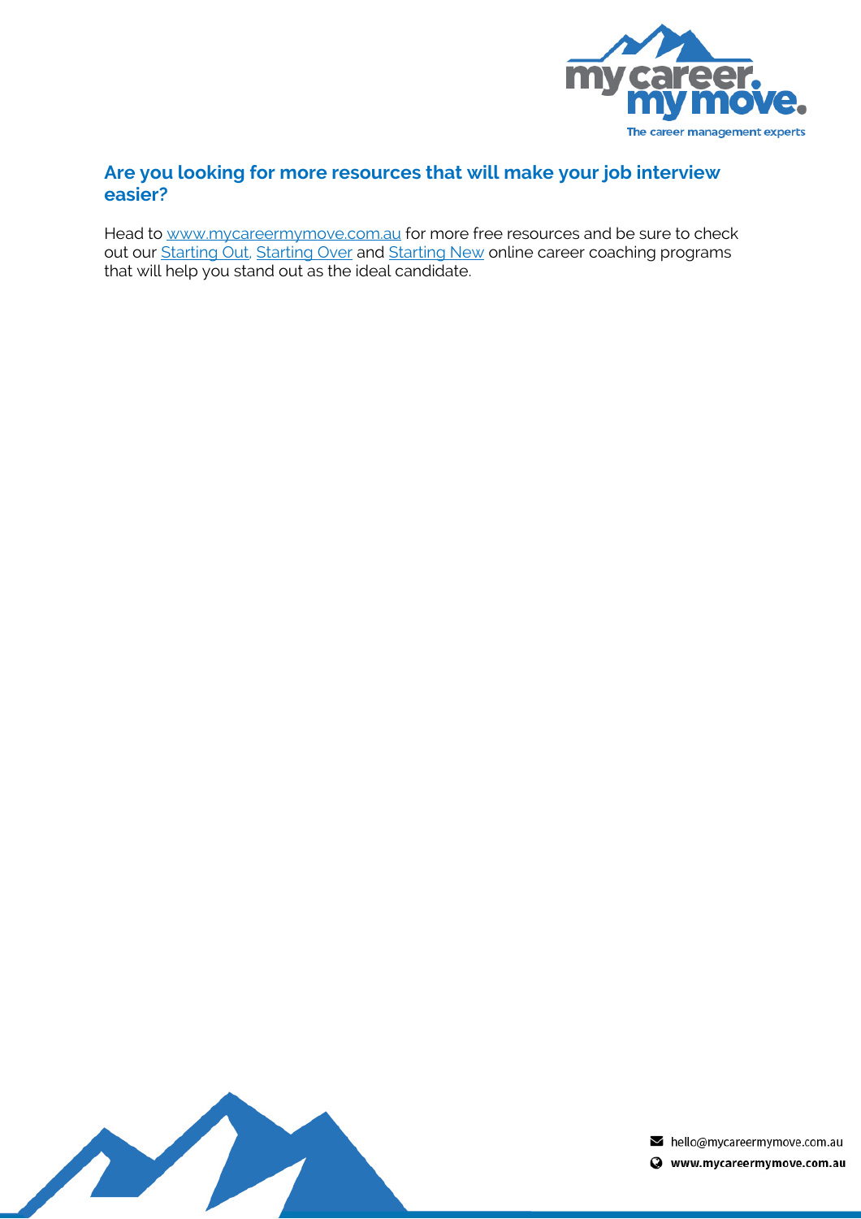## Are you looking for more resources that will make your job interview easier?

Head to www.mycareermymove.com.au for more free resources and be sure to check out our Starting Out, Starting Over and Starting New online career coaching programs that will help you stand out as the ideal candidate.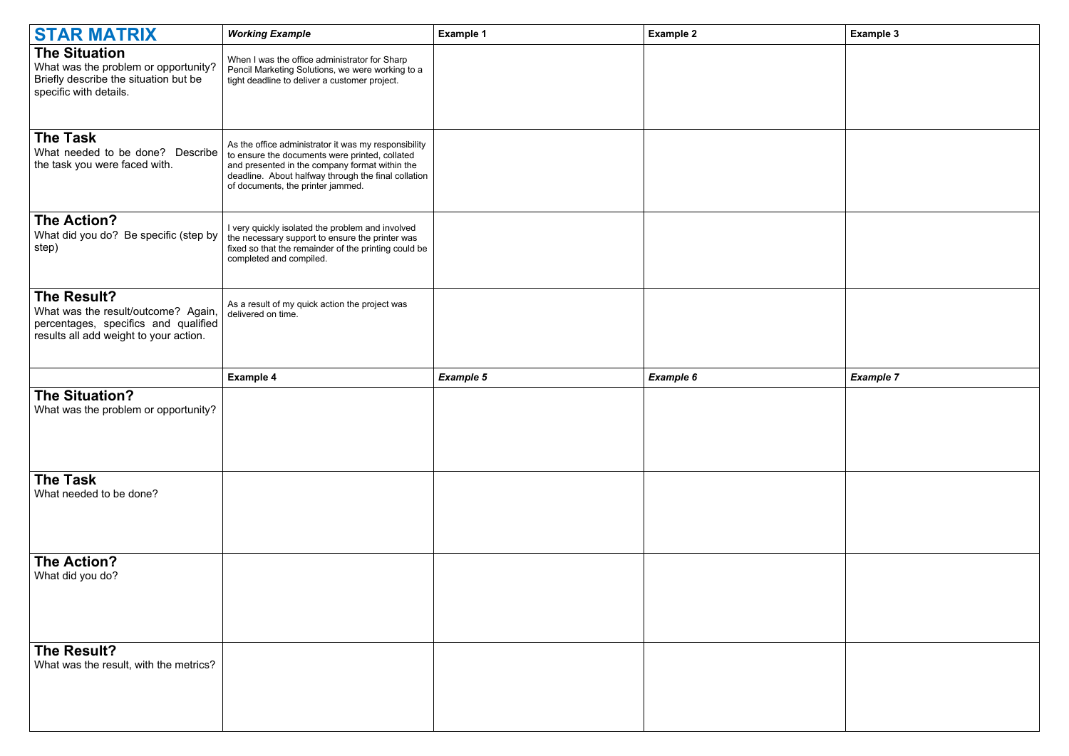| STAR MATRIX | *Working Example* | Example 1 | Example 2 | Example 3 |
|---|---|---|---|---|
| **The Situation** What was the problem or opportunity? Briefly describe the situation but be specific with details. | When I was the office administrator for Sharp Pencil Marketing Solutions, we were working to a tight deadline to deliver a customer project. | | | |
| **The Task** What needed to be done? Describe the task you were faced with. | As the office administrator it was my responsibility to ensure the documents were printed, collated and presented in the company format within the deadline. About halfway through the final collation of documents, the printer jammed. | | | |
| **The Action?** What did you do? Be specific (step by step) | I very quickly isolated the problem and involved the necessary support to ensure the printer was fixed so that the remainder of the printing could be completed and compiled. | | | |
| **The Result?** What was the result/outcome? Again, percentages, specifics and qualified results all add weight to your action. | As a result of my quick action the project was delivered on time. | | | |
| | **Example 4** | ***Example 5*** | ***Example 6*** | ***Example 7*** |
| **The Situation?** What was the problem or opportunity? | | | | |
| **The Task** What needed to be done? | | | | |
| **The Action?** What did you do? | | | | |
| **The Result?** What was the result, with the metrics? | | | | |